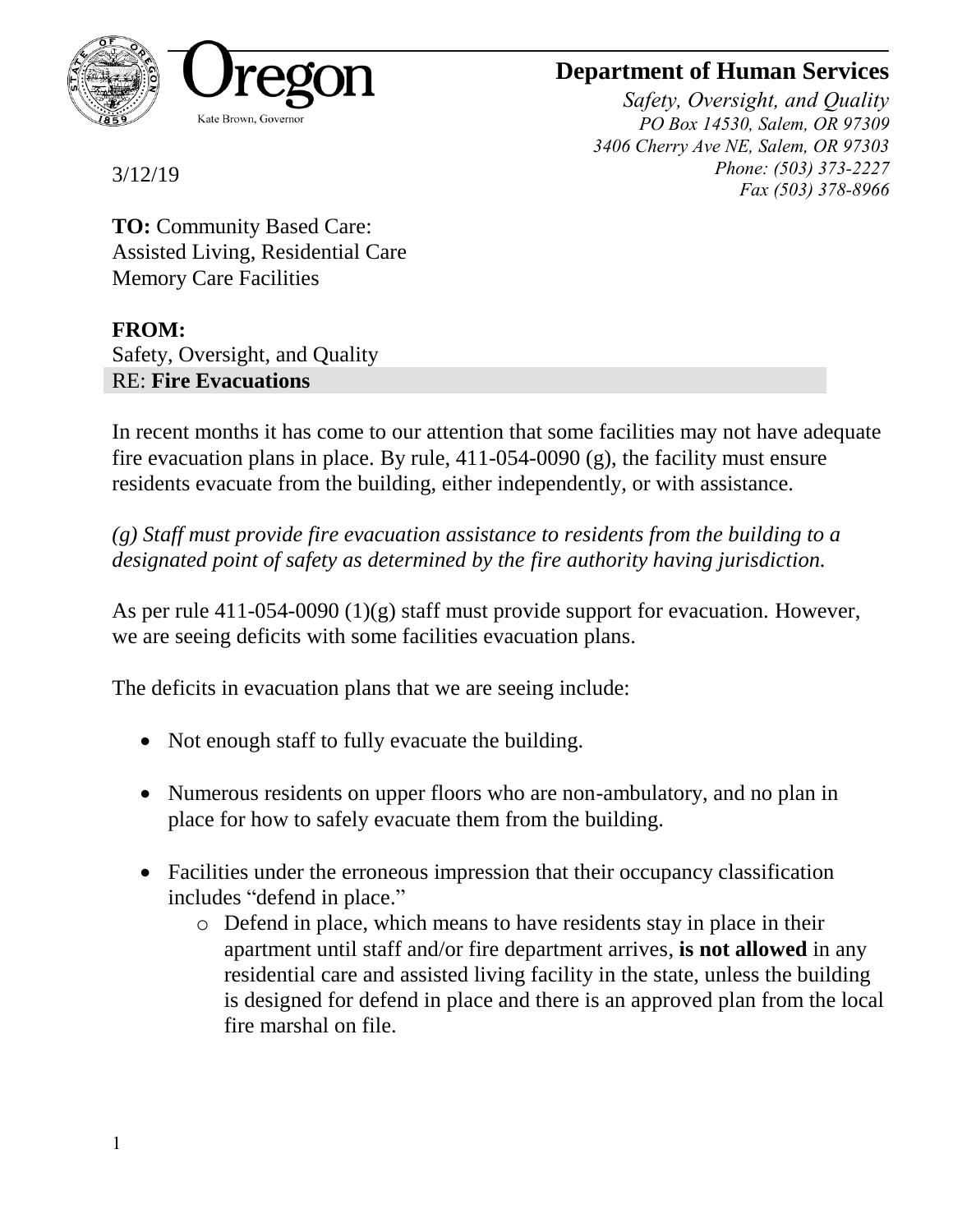Oregon

Kate Brown, Governor

# Department of Human Services

*Safety, Oversight, and Quality*
*PO Box 14530, Salem, OR 97309*
*3406 Cherry Ave NE, Salem, OR 97303*
*Phone: (503) 373-2227*
*Fax (503) 378-8966*

3/12/19

**TO:** Community Based Care:
Assisted Living, Residential Care
Memory Care Facilities

**FROM:**
Safety, Oversight, and Quality
RE: **Fire Evacuations**

In recent months it has come to our attention that some facilities may not have adequate fire evacuation plans in place. By rule, 411-054-0090 (g), the facility must ensure residents evacuate from the building, either independently, or with assistance.

*(g) Staff must provide fire evacuation assistance to residents from the building to a designated point of safety as determined by the fire authority having jurisdiction.*

As per rule 411-054-0090 (1)(g) staff must provide support for evacuation. However, we are seeing deficits with some facilities evacuation plans.

The deficits in evacuation plans that we are seeing include:

- Not enough staff to fully evacuate the building.
- Numerous residents on upper floors who are non-ambulatory, and no plan in place for how to safely evacuate them from the building.
- Facilities under the erroneous impression that their occupancy classification includes "defend in place."
    - Defend in place, which means to have residents stay in place in their apartment until staff and/or fire department arrives, **is not allowed** in any residential care and assisted living facility in the state, unless the building is designed for defend in place and there is an approved plan from the local fire marshal on file.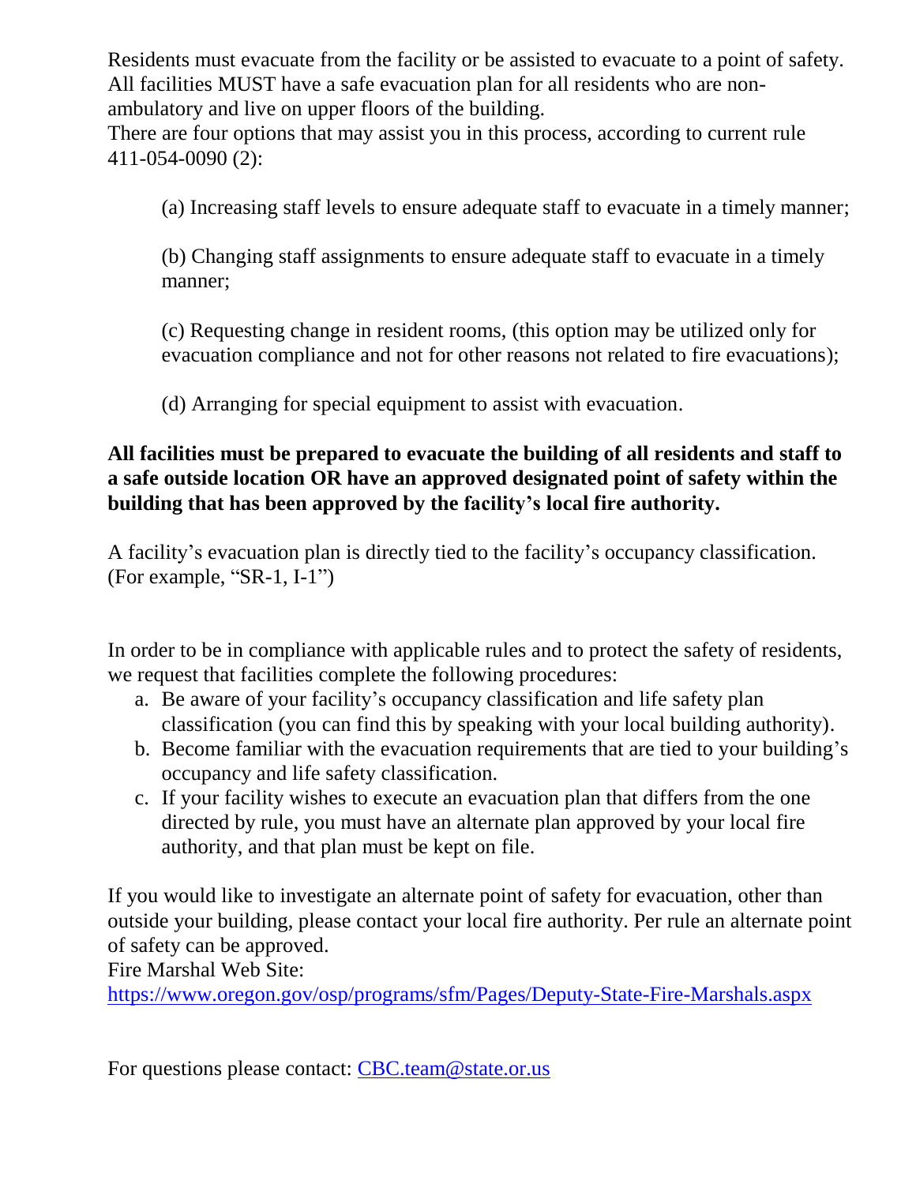Residents must evacuate from the facility or be assisted to evacuate to a point of safety. All facilities MUST have a safe evacuation plan for all residents who are non-ambulatory and live on upper floors of the building.
There are four options that may assist you in this process, according to current rule 411-054-0090 (2):

(a) Increasing staff levels to ensure adequate staff to evacuate in a timely manner;

(b) Changing staff assignments to ensure adequate staff to evacuate in a timely manner;

(c) Requesting change in resident rooms, (this option may be utilized only for evacuation compliance and not for other reasons not related to fire evacuations);

(d) Arranging for special equipment to assist with evacuation.

**All facilities must be prepared to evacuate the building of all residents and staff to a safe outside location OR have an approved designated point of safety within the building that has been approved by the facility's local fire authority.**

A facility's evacuation plan is directly tied to the facility's occupancy classification. (For example, "SR-1, I-1")

In order to be in compliance with applicable rules and to protect the safety of residents, we request that facilities complete the following procedures:

a. Be aware of your facility's occupancy classification and life safety plan classification (you can find this by speaking with your local building authority).
b. Become familiar with the evacuation requirements that are tied to your building's occupancy and life safety classification.
c. If your facility wishes to execute an evacuation plan that differs from the one directed by rule, you must have an alternate plan approved by your local fire authority, and that plan must be kept on file.

If you would like to investigate an alternate point of safety for evacuation, other than outside your building, please contact your local fire authority. Per rule an alternate point of safety can be approved.
Fire Marshal Web Site:
https://www.oregon.gov/osp/programs/sfm/Pages/Deputy-State-Fire-Marshals.aspx

For questions please contact: CBC.team@state.or.us